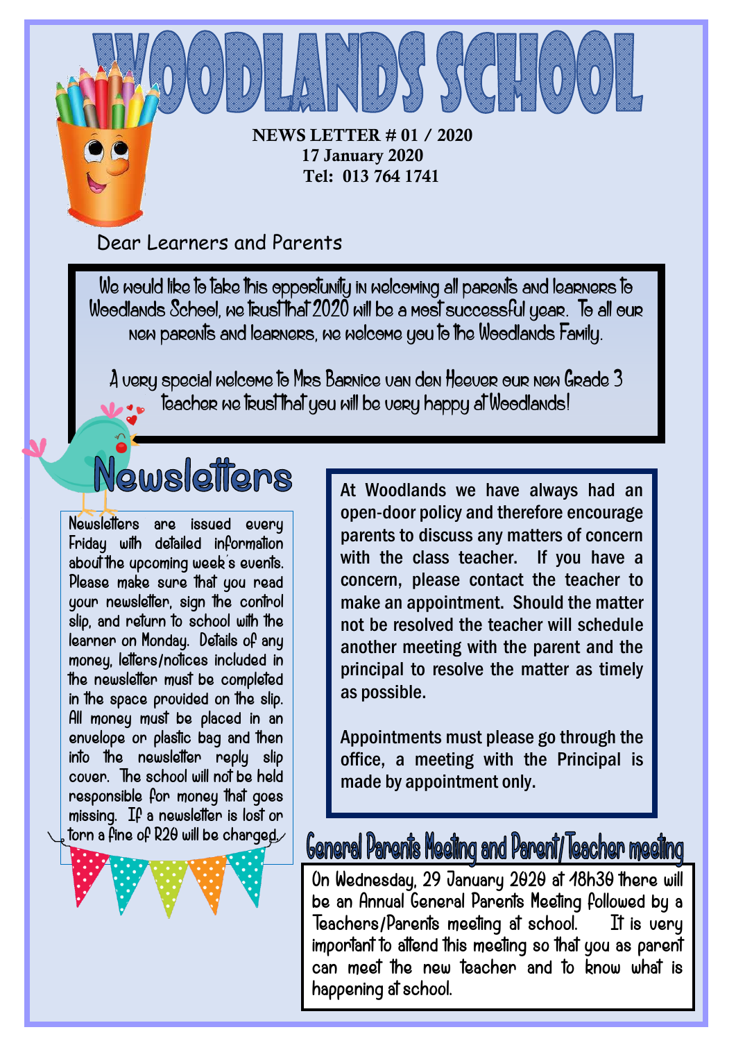# WOODLANDS SCHOOL

**NEWS LETTER # 01 / 2020**
**17 January 2020**
**Tel: 013 764 1741**

Dear Learners and Parents

We would like to take this opportunity in welcoming all parents and learners to Woodlands School, we trust that 2020 will be a most successful year. To all our new parents and learners, we welcome you to the Woodlands Family.

A very special welcome to Mrs Barnice van den Heever our new Grade 3 teacher we trust that you will be very happy at Woodlands!

## Newsletters

Newsletters are issued every Friday with detailed information about the upcoming week's events. Please make sure that you read your newsletter, sign the control slip, and return to school with the learner on Monday. Details of any money, letters/notices included in the newsletter must be completed in the space provided on the slip. All money must be placed in an envelope or plastic bag and then into the newsletter reply slip cover. The school will not be held responsible for money that goes missing. If a newsletter is lost or torn a fine of R20 will be charged.

At Woodlands we have always had an open-door policy and therefore encourage parents to discuss any matters of concern with the class teacher. If you have a concern, please contact the teacher to make an appointment. Should the matter not be resolved the teacher will schedule another meeting with the parent and the principal to resolve the matter as timely as possible.

Appointments must please go through the office, a meeting with the Principal is made by appointment only.

## General Parents Meeting and Parent/Teacher meeting

On Wednesday, 29 January 2020 at 18h30 there will be an Annual General Parents Meeting followed by a Teachers/Parents meeting at school. It is very important to attend this meeting so that you as parent can meet the new teacher and to know what is happening at school.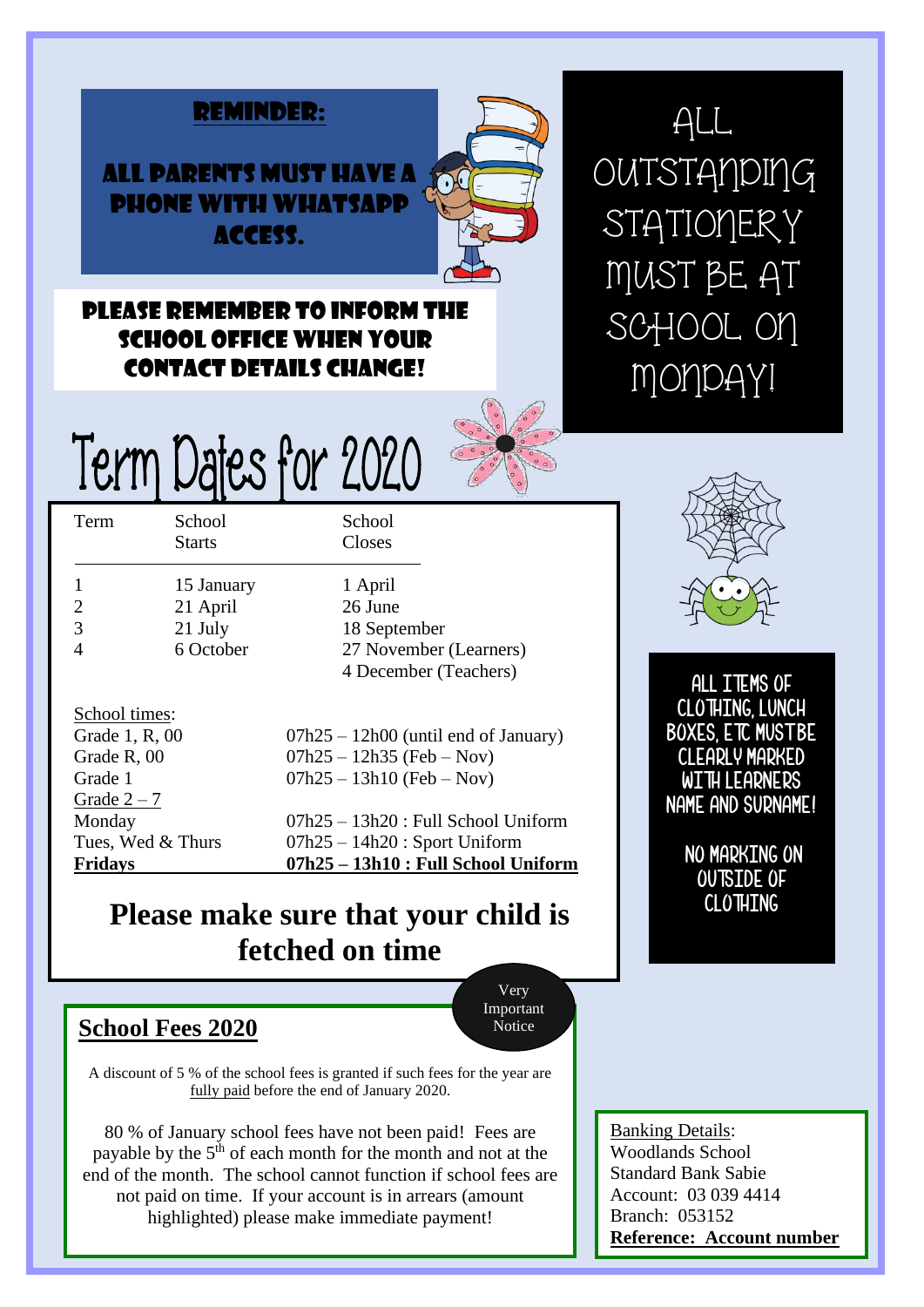**REMINDER:**

**ALL PARENTS MUST HAVE A PHONE WITH WHATSAPP ACCESS.**

**PLEASE REMEMBER TO INFORM THE SCHOOL OFFICE WHEN YOUR CONTACT DETAILS CHANGE!**

ALL OUTSTANDING STATIONERY MUST BE AT SCHOOL ON MONDAY!

# Term Dates for 2020

| Term | School Starts | School Closes |
|---|---|---|
| 1 | 15 January | 1 April |
| 2 | 21 April | 26 June |
| 3 | 21 July | 18 September |
| 4 | 6 October | 27 November (Learners)<br>4 December (Teachers) |

School times:

| | |
|---|---|
| Grade 1, R, 00 | 07h25 – 12h00 (until end of January) |
| Grade R, 00 | 07h25 – 12h35 (Feb – Nov) |
| Grade 1 | 07h25 – 13h10 (Feb – Nov) |
| Grade 2 – 7 | |
| Monday | 07h25 – 13h20 : Full School Uniform |
| Tues, Wed & Thurs | 07h25 – 14h20 : Sport Uniform |
| **Fridays** | **07h25 – 13h10 : Full School Uniform** |

**Please make sure that your child is fetched on time**

ALL ITEMS OF CLOTHING, LUNCH BOXES, ETC MUST BE CLEARLY MARKED WITH LEARNERS NAME AND SURNAME!

NO MARKING ON OUTSIDE OF CLOTHING

## School Fees 2020

Very Important Notice

A discount of 5 % of the school fees is granted if such fees for the year are fully paid before the end of January 2020.

80 % of January school fees have not been paid! Fees are payable by the 5th of each month for the month and not at the end of the month. The school cannot function if school fees are not paid on time. If your account is in arrears (amount highlighted) please make immediate payment!

Banking Details:
Woodlands School
Standard Bank Sabie
Account: 03 039 4414
Branch: 053152
**Reference: Account number**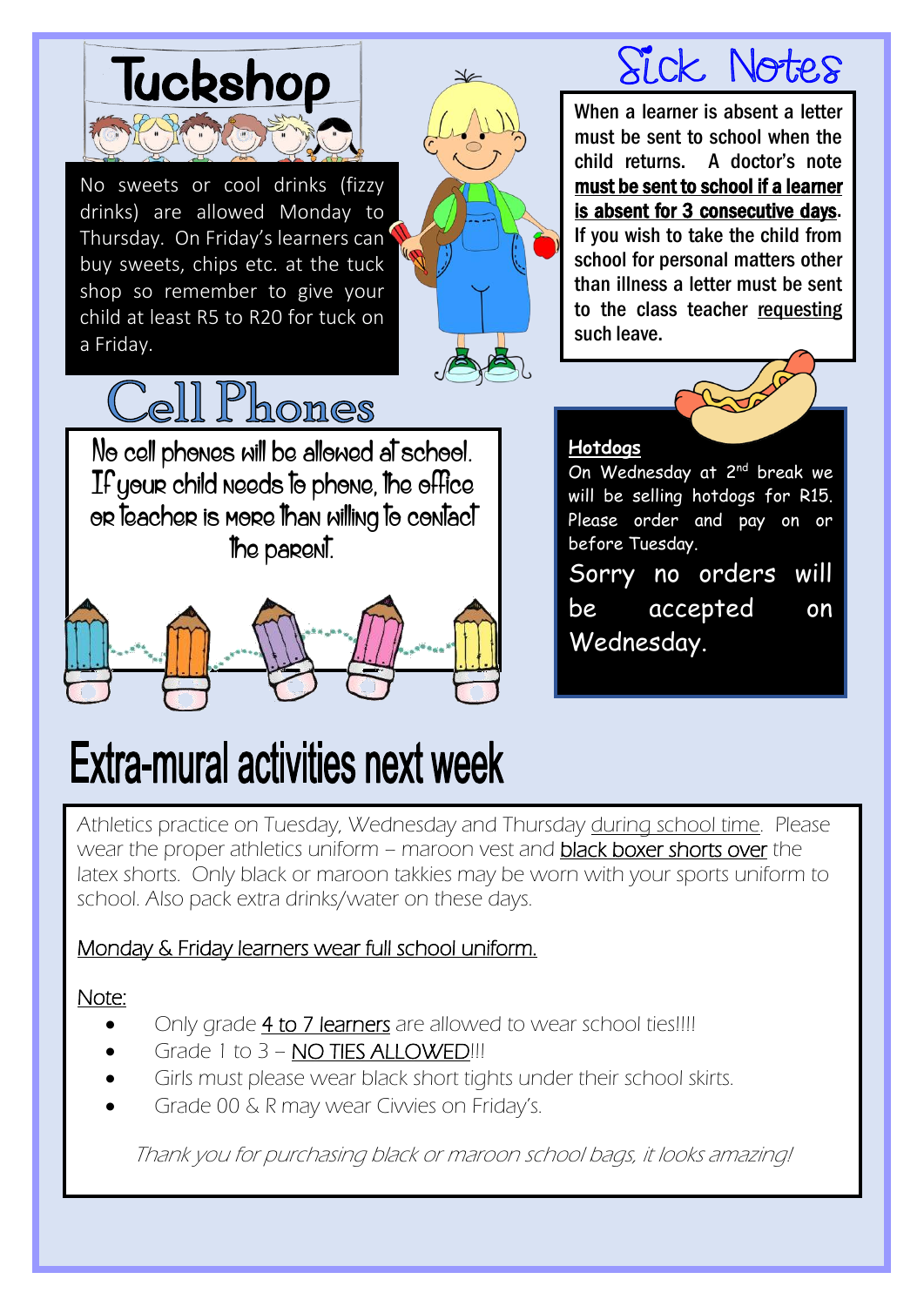## Tuckshop

No sweets or cool drinks (fizzy drinks) are allowed Monday to Thursday. On Friday's learners can buy sweets, chips etc. at the tuck shop so remember to give your child at least R5 to R20 for tuck on a Friday.

## Sick Notes

When a learner is absent a letter must be sent to school when the child returns. A doctor's note **must be sent to school if a learner is absent for 3 consecutive days**. If you wish to take the child from school for personal matters other than illness a letter must be sent to the class teacher requesting such leave.

## Cell Phones

No cell phones will be allowed at school. If your child needs to phone, the office or teacher is more than willing to contact the parent.

**Hotdogs**

On Wednesday at 2nd break we will be selling hotdogs for R15. Please order and pay on or before Tuesday.

Sorry no orders will be accepted on Wednesday.

# Extra-mural activities next week

Athletics practice on Tuesday, Wednesday and Thursday during school time. Please wear the proper athletics uniform – maroon vest and black boxer shorts over the latex shorts. Only black or maroon takkies may be worn with your sports uniform to school. Also pack extra drinks/water on these days.

Monday & Friday learners wear full school uniform.

Note:

- Only grade 4 to 7 learners are allowed to wear school ties!!!!
- Grade 1 to 3 – NO TIES ALLOWED!!!
- Girls must please wear black short tights under their school skirts.
- Grade 00 & R may wear Civvies on Friday's.

*Thank you for purchasing black or maroon school bags, it looks amazing!*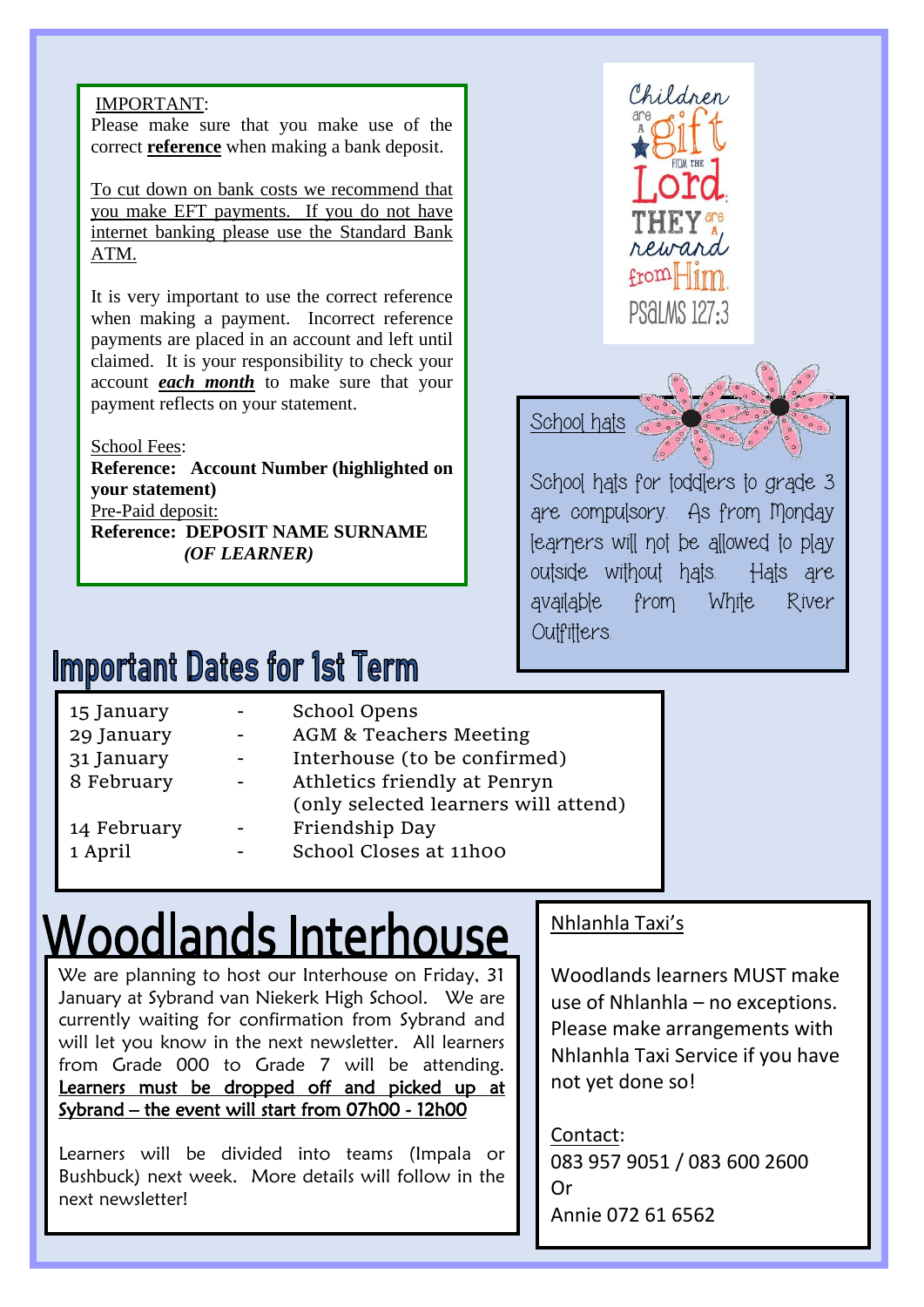IMPORTANT:
Please make sure that you make use of the correct **reference** when making a bank deposit.

To cut down on bank costs we recommend that you make EFT payments. If you do not have internet banking please use the Standard Bank ATM.

It is very important to use the correct reference when making a payment. Incorrect reference payments are placed in an account and left until claimed. It is your responsibility to check your account ***each month*** to make sure that your payment reflects on your statement.

School Fees:
**Reference: Account Number (highlighted on your statement)**
Pre-Paid deposit:
**Reference: DEPOSIT NAME SURNAME *(OF LEARNER)***

Children are a gift from the Lord. They are a reward from Him. Psalms 127:3

School hats

School hats for toddlers to grade 3 are compulsory. As from Monday learners will not be allowed to play outside without hats. Hats are available from White River Outfitters.

## Important Dates for 1st Term

| | | |
|---|---|---|
| 15 January | - | School Opens |
| 29 January | - | AGM & Teachers Meeting |
| 31 January | - | Interhouse (to be confirmed) |
| 8 February | - | Athletics friendly at Penryn (only selected learners will attend) |
| 14 February | - | Friendship Day |
| 1 April | - | School Closes at 11h00 |

# Woodlands Interhouse

We are planning to host our Interhouse on Friday, 31 January at Sybrand van Niekerk High School. We are currently waiting for confirmation from Sybrand and will let you know in the next newsletter. All learners from Grade 000 to Grade 7 will be attending. Learners must be dropped off and picked up at Sybrand – the event will start from 07h00 - 12h00

Learners will be divided into teams (Impala or Bushbuck) next week. More details will follow in the next newsletter!

Nhlanhla Taxi's

Woodlands learners MUST make use of Nhlanhla – no exceptions. Please make arrangements with Nhlanhla Taxi Service if you have not yet done so!

Contact:
083 957 9051 / 083 600 2600
Or
Annie 072 61 6562